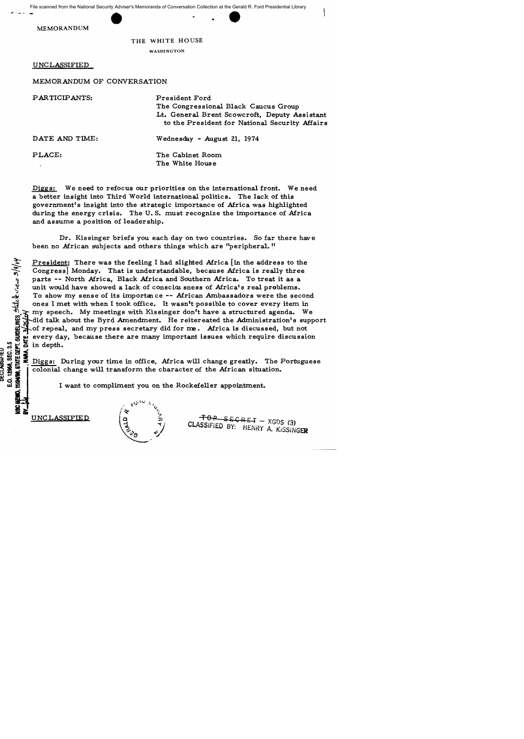MEMORANDUM

THE WHITE HOUSE

WASHINGTON

UNCLASSIFIED

MEMORANDUM OF CONVERSATION

PARTICIPANTS: President Ford
The Congressional Black Caucus Group
Lt. General Brent Scowcroft, Deputy Assistant to the President for National Security Affairs

DATE AND TIME: Wednesday - August 21, 1974

PLACE: The Cabinet Room
The White House

Diggs: We need to refocus our priorities on the international front. We need a better insight into Third World international politics. The lack of this government's insight into the strategic importance of Africa was highlighted during the energy crisis. The U. S. must recognize the importance of Africa and assume a position of leadership.

Dr. Kissinger briefs you each day on two countries. So far there have been no African subjects and others things which are "peripheral."

President: There was the feeling I had slighted Africa [in the address to the Congress] Monday. That is understandable, because Africa is really three parts -- North Africa, Black Africa and Southern Africa. To treat it as a unit would have showed a lack of consciousness of Africa's real problems. To show my sense of its importance -- African Ambassadors were the second ones I met with when I took office. It wasn't possible to cover every item in my speech. My meetings with Kissinger don't have a structured agenda. We did talk about the Byrd Amendment. He reitereated the Administration's support of repeal, and my press secretary did for me. Africa is discussed, but not every day, because there are many important issues which require discussion in depth.

Diggs: During your time in office, Africa will change greatly. The Portuguese colonial change will transform the character of the African situation.

I want to compliment you on the Rockefeller appointment.

UNCLASSIFIED

~~TOP SECRET~~ - XGDS (3)
CLASSIFIED BY: HENRY A. KISSINGER

DECLASSIFIED
E.O. 12958, SEC. 3.5
NSC MEMO, 11/24/98, STATE DEPT. GUIDELINES State Review 3/9/04
BY ___, NARA, DATE 3/25/04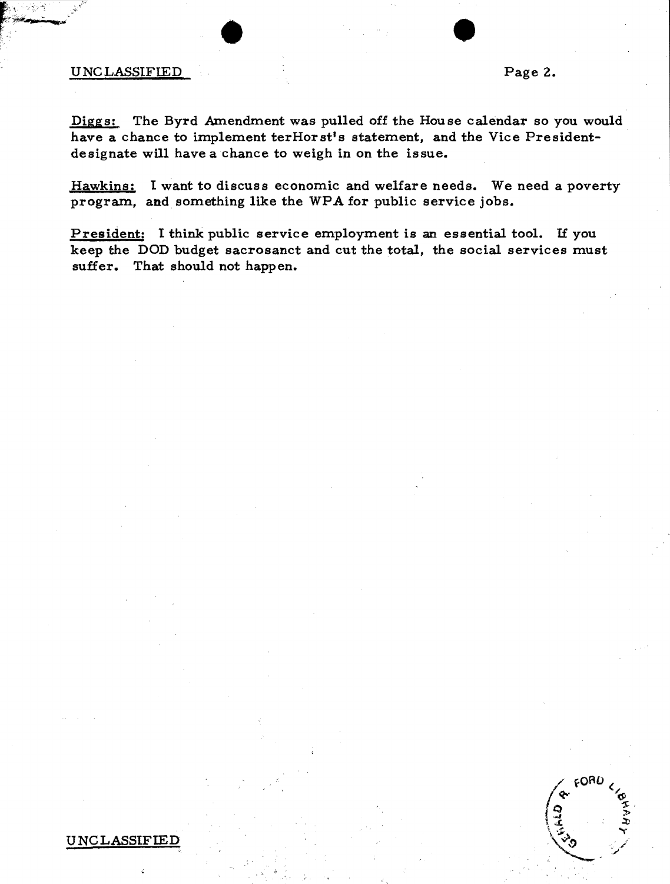**Diggs:** The Byrd Amendment was pulled off the House calendar so you would have a chance to implement terHorst's statement, and the Vice President-designate will have a chance to weigh in on the issue.

**Hawkins:** I want to discuss economic and welfare needs. We need a poverty program, and something like the WPA for public service jobs.

**President:** I think public service employment is an essential tool. If you keep the DOD budget sacrosanct and cut the total, the social services must suffer. That should not happen.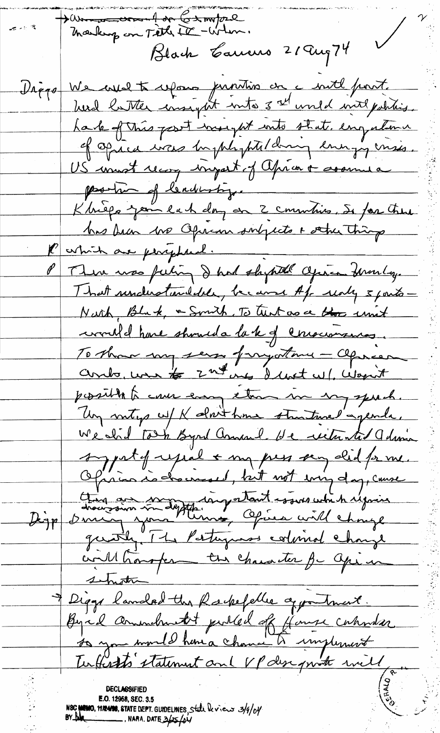→ Amer comment on Ex-import Markup on Title IV - Whom.

Black Caucus 21 Aug 74

Diggs: We used to refer previous one a intl point. Need better insight into 3rd world intl politics. Lack of this past insight into strat. importance of Africa was highlighted during energy crisis. US must recog import of African & assume a position of leadership.

Kissinger spent each day on 2 countries. So far there has been no African subjects & other things

P: which are peripheral.

P: There was feeling I had slighted African Monday. That understandable, because Af. really 3 parts — North, Black, & South. To treat as a unit would have showed a lack of consciousness. To show my sense of importance — African ambs. were the 2nd I met w/. Wasn't possible to cover every item in my speech. My mtgs w/ K don't have structured agenda. We did talk Byrd Amend. He reiterated Admin support of repeal & my press secy did for me. Africa is discussed, but not every day, cause there are many important issues which require discussion in depth.

Diggs: During your term, Africa will change greatly. The Portuguese colonial change will transform the character for African situation.

→ Diggs lauded the Rockefeller appointment. Byrd Amendment pulled off House calendar so you would have a chance to implement TerHorst's statement and VP designate will

DECLASSIFIED
E.O. 12958, SEC. 3.5
NSC MEMO, 11/24/98, STATE DEPT. GUIDELINES, State Review 3/9/04
BY [illegible], NARA, DATE 3/25/04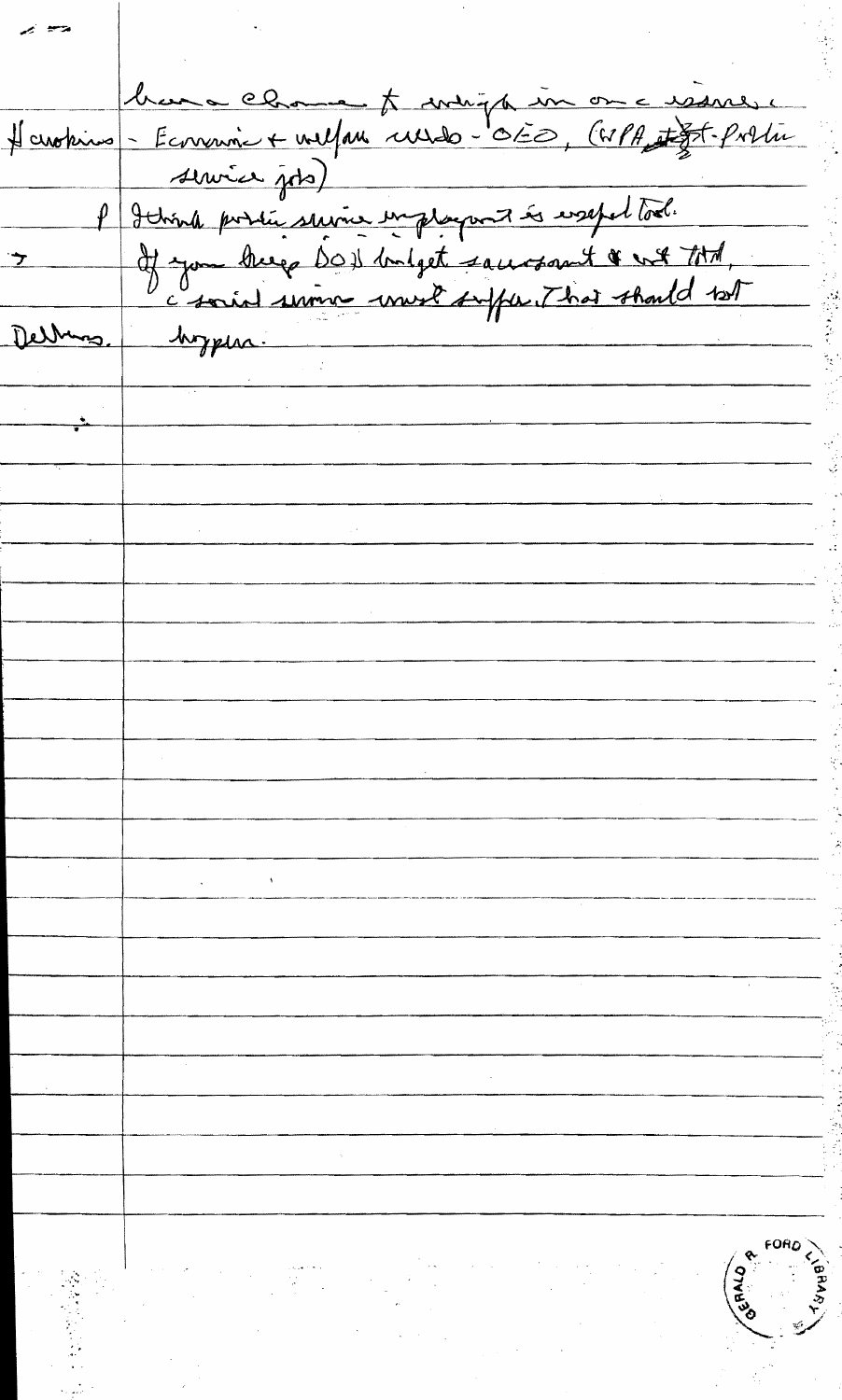have a chance to weigh in on a issue.

Hawkins - Economic & welfare needs - OEO, (WPA ~~st~~ - Public service jobs)

P I think public service employment is useful tool.

→ If you keep DOD budget sacrosanct & cut TAA, c social services must suffer. That should not

Dellums. happen.